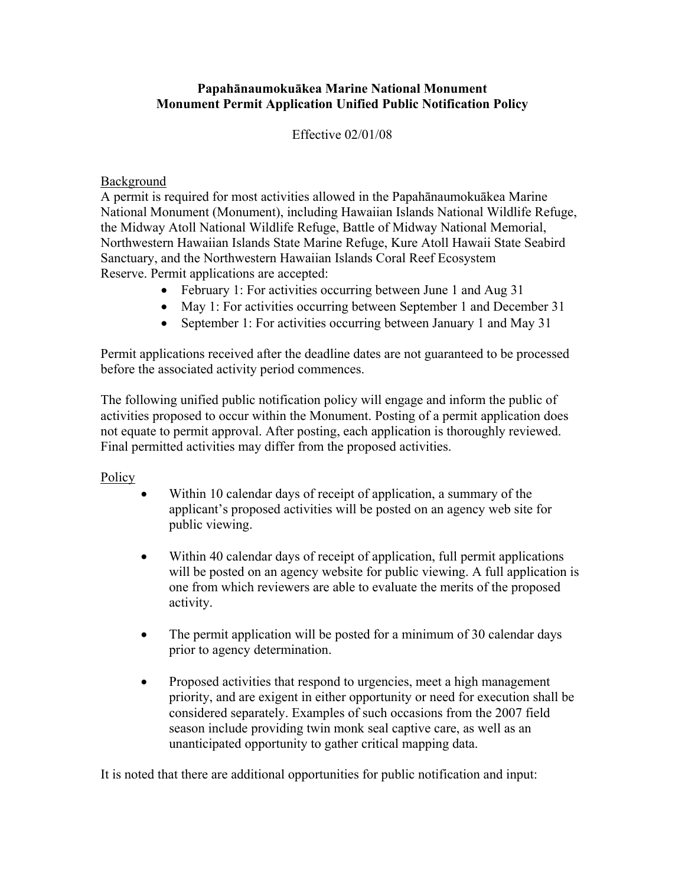**Papahānaumokuākea Marine National Monument**
**Monument Permit Application Unified Public Notification Policy**

Effective 02/01/08

Background

A permit is required for most activities allowed in the Papahānaumokuākea Marine National Monument (Monument), including Hawaiian Islands National Wildlife Refuge, the Midway Atoll National Wildlife Refuge, Battle of Midway National Memorial, Northwestern Hawaiian Islands State Marine Refuge, Kure Atoll Hawaii State Seabird Sanctuary, and the Northwestern Hawaiian Islands Coral Reef Ecosystem Reserve. Permit applications are accepted:

- February 1: For activities occurring between June 1 and Aug 31
- May 1: For activities occurring between September 1 and December 31
- September 1: For activities occurring between January 1 and May 31

Permit applications received after the deadline dates are not guaranteed to be processed before the associated activity period commences.

The following unified public notification policy will engage and inform the public of activities proposed to occur within the Monument. Posting of a permit application does not equate to permit approval. After posting, each application is thoroughly reviewed. Final permitted activities may differ from the proposed activities.

Policy

- Within 10 calendar days of receipt of application, a summary of the applicant's proposed activities will be posted on an agency web site for public viewing.
- Within 40 calendar days of receipt of application, full permit applications will be posted on an agency website for public viewing. A full application is one from which reviewers are able to evaluate the merits of the proposed activity.
- The permit application will be posted for a minimum of 30 calendar days prior to agency determination.
- Proposed activities that respond to urgencies, meet a high management priority, and are exigent in either opportunity or need for execution shall be considered separately. Examples of such occasions from the 2007 field season include providing twin monk seal captive care, as well as an unanticipated opportunity to gather critical mapping data.

It is noted that there are additional opportunities for public notification and input: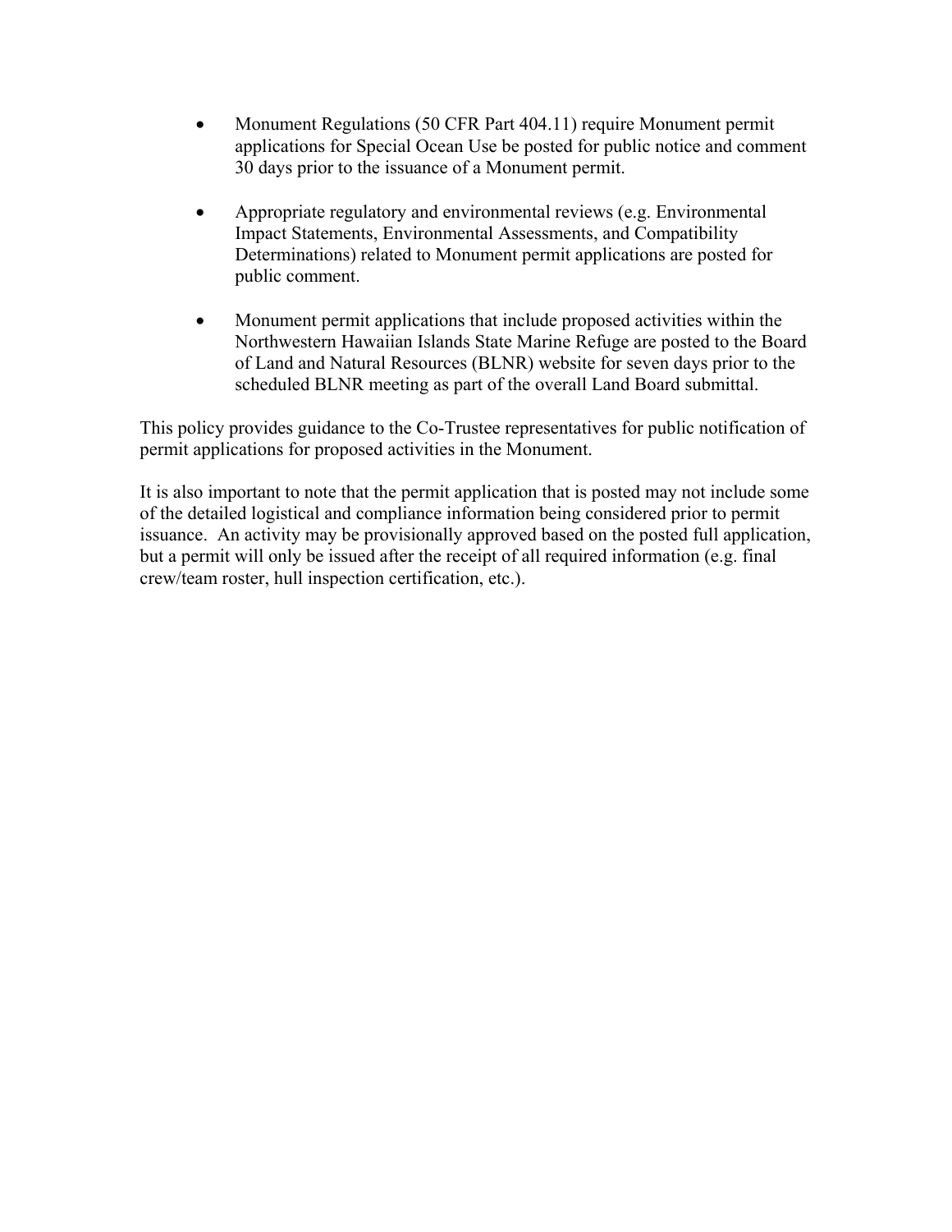- Monument Regulations (50 CFR Part 404.11) require Monument permit applications for Special Ocean Use be posted for public notice and comment 30 days prior to the issuance of a Monument permit.

- Appropriate regulatory and environmental reviews (e.g. Environmental Impact Statements, Environmental Assessments, and Compatibility Determinations) related to Monument permit applications are posted for public comment.

- Monument permit applications that include proposed activities within the Northwestern Hawaiian Islands State Marine Refuge are posted to the Board of Land and Natural Resources (BLNR) website for seven days prior to the scheduled BLNR meeting as part of the overall Land Board submittal.

This policy provides guidance to the Co-Trustee representatives for public notification of permit applications for proposed activities in the Monument.

It is also important to note that the permit application that is posted may not include some of the detailed logistical and compliance information being considered prior to permit issuance. An activity may be provisionally approved based on the posted full application, but a permit will only be issued after the receipt of all required information (e.g. final crew/team roster, hull inspection certification, etc.).